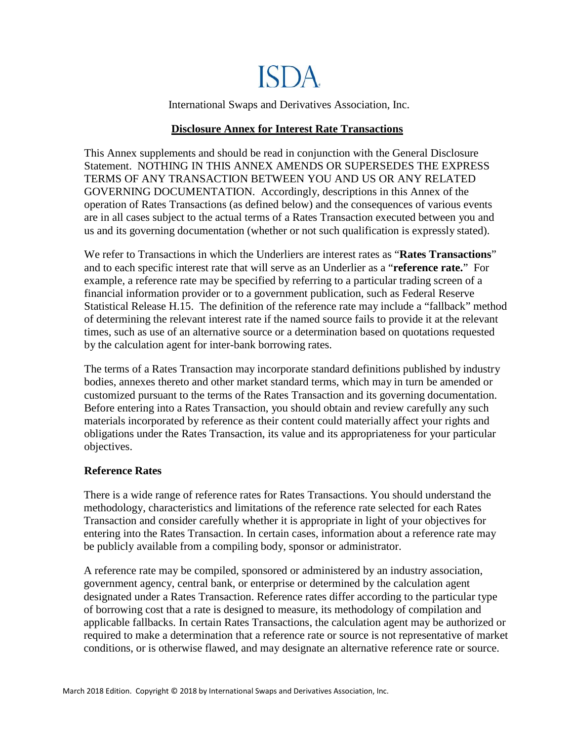# ISDA

International Swaps and Derivatives Association, Inc.

## Disclosure Annex for Interest Rate Transactions

This Annex supplements and should be read in conjunction with the General Disclosure Statement. NOTHING IN THIS ANNEX AMENDS OR SUPERSEDES THE EXPRESS TERMS OF ANY TRANSACTION BETWEEN YOU AND US OR ANY RELATED GOVERNING DOCUMENTATION. Accordingly, descriptions in this Annex of the operation of Rates Transactions (as defined below) and the consequences of various events are in all cases subject to the actual terms of a Rates Transaction executed between you and us and its governing documentation (whether or not such qualification is expressly stated).

We refer to Transactions in which the Underliers are interest rates as "**Rates Transactions**" and to each specific interest rate that will serve as an Underlier as a "**reference rate.**" For example, a reference rate may be specified by referring to a particular trading screen of a financial information provider or to a government publication, such as Federal Reserve Statistical Release H.15. The definition of the reference rate may include a "fallback" method of determining the relevant interest rate if the named source fails to provide it at the relevant times, such as use of an alternative source or a determination based on quotations requested by the calculation agent for inter-bank borrowing rates.

The terms of a Rates Transaction may incorporate standard definitions published by industry bodies, annexes thereto and other market standard terms, which may in turn be amended or customized pursuant to the terms of the Rates Transaction and its governing documentation. Before entering into a Rates Transaction, you should obtain and review carefully any such materials incorporated by reference as their content could materially affect your rights and obligations under the Rates Transaction, its value and its appropriateness for your particular objectives.

### Reference Rates

There is a wide range of reference rates for Rates Transactions. You should understand the methodology, characteristics and limitations of the reference rate selected for each Rates Transaction and consider carefully whether it is appropriate in light of your objectives for entering into the Rates Transaction. In certain cases, information about a reference rate may be publicly available from a compiling body, sponsor or administrator.

A reference rate may be compiled, sponsored or administered by an industry association, government agency, central bank, or enterprise or determined by the calculation agent designated under a Rates Transaction. Reference rates differ according to the particular type of borrowing cost that a rate is designed to measure, its methodology of compilation and applicable fallbacks. In certain Rates Transactions, the calculation agent may be authorized or required to make a determination that a reference rate or source is not representative of market conditions, or is otherwise flawed, and may designate an alternative reference rate or source.

March 2018 Edition. Copyright © 2018 by International Swaps and Derivatives Association, Inc.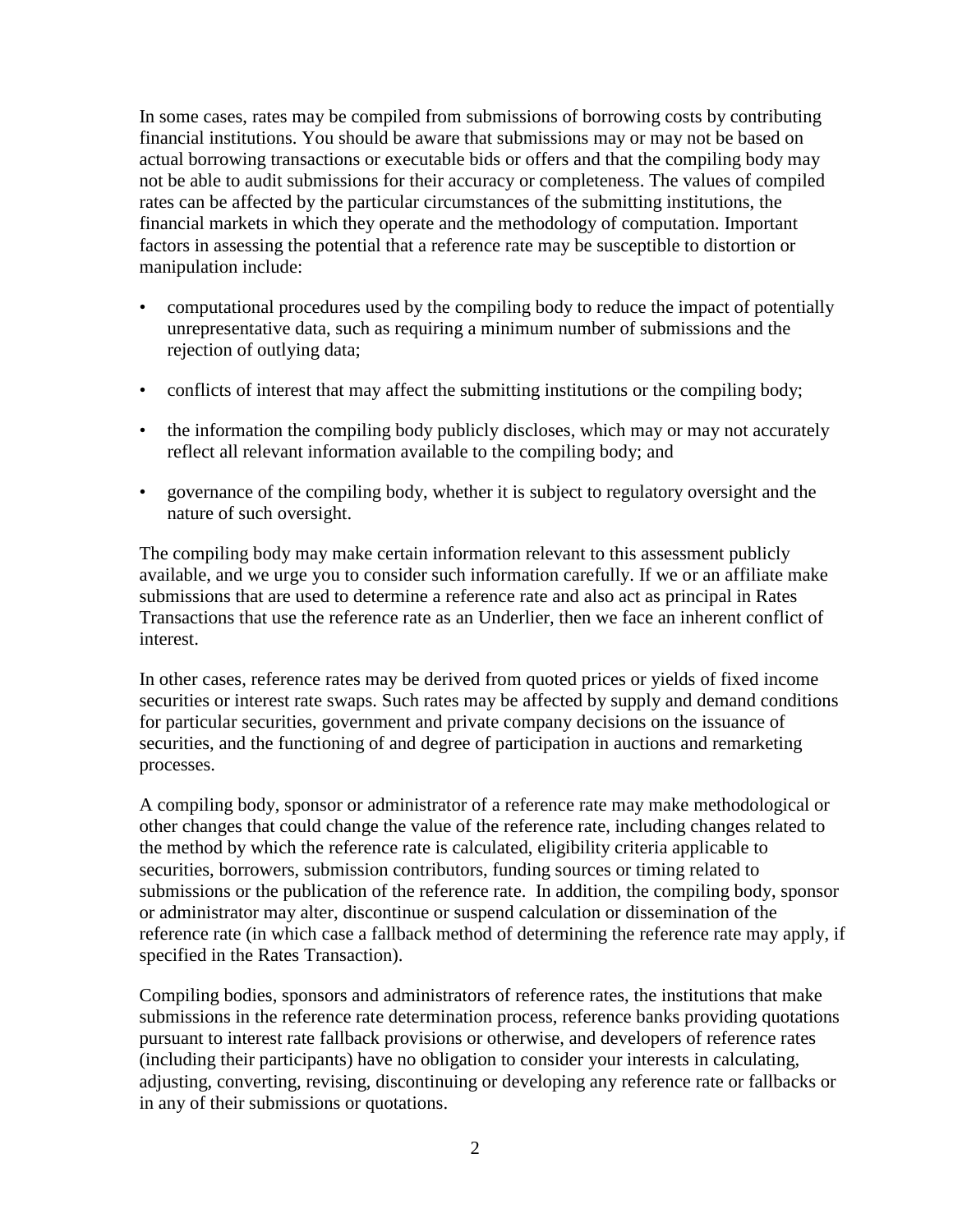In some cases, rates may be compiled from submissions of borrowing costs by contributing financial institutions. You should be aware that submissions may or may not be based on actual borrowing transactions or executable bids or offers and that the compiling body may not be able to audit submissions for their accuracy or completeness. The values of compiled rates can be affected by the particular circumstances of the submitting institutions, the financial markets in which they operate and the methodology of computation. Important factors in assessing the potential that a reference rate may be susceptible to distortion or manipulation include:

- computational procedures used by the compiling body to reduce the impact of potentially unrepresentative data, such as requiring a minimum number of submissions and the rejection of outlying data;
- conflicts of interest that may affect the submitting institutions or the compiling body;
- the information the compiling body publicly discloses, which may or may not accurately reflect all relevant information available to the compiling body; and
- governance of the compiling body, whether it is subject to regulatory oversight and the nature of such oversight.

The compiling body may make certain information relevant to this assessment publicly available, and we urge you to consider such information carefully. If we or an affiliate make submissions that are used to determine a reference rate and also act as principal in Rates Transactions that use the reference rate as an Underlier, then we face an inherent conflict of interest.

In other cases, reference rates may be derived from quoted prices or yields of fixed income securities or interest rate swaps. Such rates may be affected by supply and demand conditions for particular securities, government and private company decisions on the issuance of securities, and the functioning of and degree of participation in auctions and remarketing processes.

A compiling body, sponsor or administrator of a reference rate may make methodological or other changes that could change the value of the reference rate, including changes related to the method by which the reference rate is calculated, eligibility criteria applicable to securities, borrowers, submission contributors, funding sources or timing related to submissions or the publication of the reference rate. In addition, the compiling body, sponsor or administrator may alter, discontinue or suspend calculation or dissemination of the reference rate (in which case a fallback method of determining the reference rate may apply, if specified in the Rates Transaction).

Compiling bodies, sponsors and administrators of reference rates, the institutions that make submissions in the reference rate determination process, reference banks providing quotations pursuant to interest rate fallback provisions or otherwise, and developers of reference rates (including their participants) have no obligation to consider your interests in calculating, adjusting, converting, revising, discontinuing or developing any reference rate or fallbacks or in any of their submissions or quotations.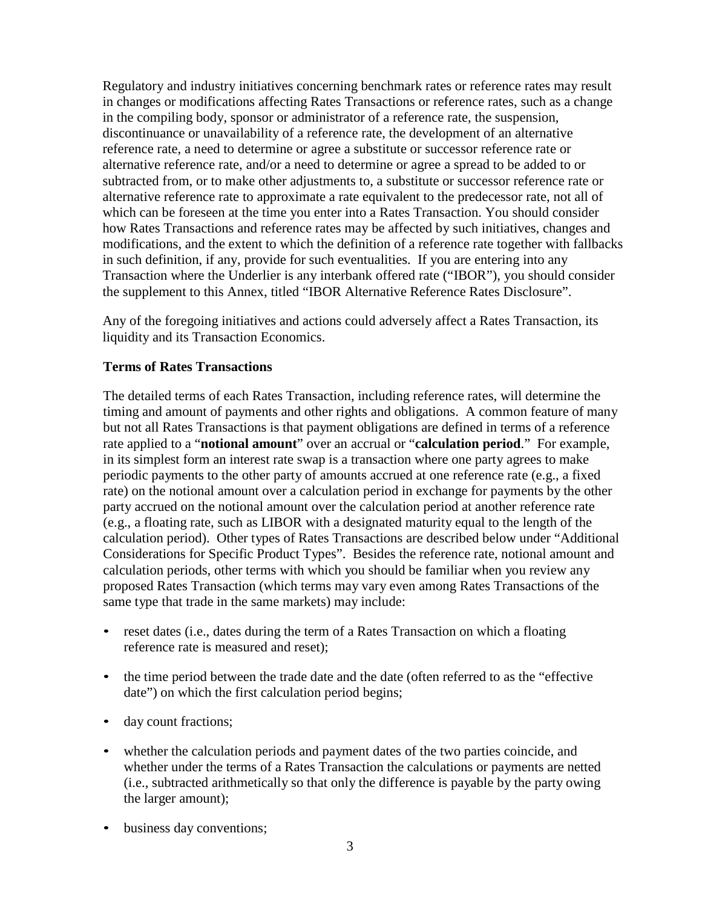Regulatory and industry initiatives concerning benchmark rates or reference rates may result in changes or modifications affecting Rates Transactions or reference rates, such as a change in the compiling body, sponsor or administrator of a reference rate, the suspension, discontinuance or unavailability of a reference rate, the development of an alternative reference rate, a need to determine or agree a substitute or successor reference rate or alternative reference rate, and/or a need to determine or agree a spread to be added to or subtracted from, or to make other adjustments to, a substitute or successor reference rate or alternative reference rate to approximate a rate equivalent to the predecessor rate, not all of which can be foreseen at the time you enter into a Rates Transaction. You should consider how Rates Transactions and reference rates may be affected by such initiatives, changes and modifications, and the extent to which the definition of a reference rate together with fallbacks in such definition, if any, provide for such eventualities. If you are entering into any Transaction where the Underlier is any interbank offered rate ("IBOR"), you should consider the supplement to this Annex, titled "IBOR Alternative Reference Rates Disclosure".

Any of the foregoing initiatives and actions could adversely affect a Rates Transaction, its liquidity and its Transaction Economics.

**Terms of Rates Transactions**

The detailed terms of each Rates Transaction, including reference rates, will determine the timing and amount of payments and other rights and obligations. A common feature of many but not all Rates Transactions is that payment obligations are defined in terms of a reference rate applied to a "**notional amount**" over an accrual or "**calculation period**." For example, in its simplest form an interest rate swap is a transaction where one party agrees to make periodic payments to the other party of amounts accrued at one reference rate (e.g., a fixed rate) on the notional amount over a calculation period in exchange for payments by the other party accrued on the notional amount over the calculation period at another reference rate (e.g., a floating rate, such as LIBOR with a designated maturity equal to the length of the calculation period). Other types of Rates Transactions are described below under "Additional Considerations for Specific Product Types". Besides the reference rate, notional amount and calculation periods, other terms with which you should be familiar when you review any proposed Rates Transaction (which terms may vary even among Rates Transactions of the same type that trade in the same markets) may include:

- reset dates (i.e., dates during the term of a Rates Transaction on which a floating reference rate is measured and reset);
- the time period between the trade date and the date (often referred to as the "effective date") on which the first calculation period begins;
- day count fractions;
- whether the calculation periods and payment dates of the two parties coincide, and whether under the terms of a Rates Transaction the calculations or payments are netted (i.e., subtracted arithmetically so that only the difference is payable by the party owing the larger amount);
- business day conventions;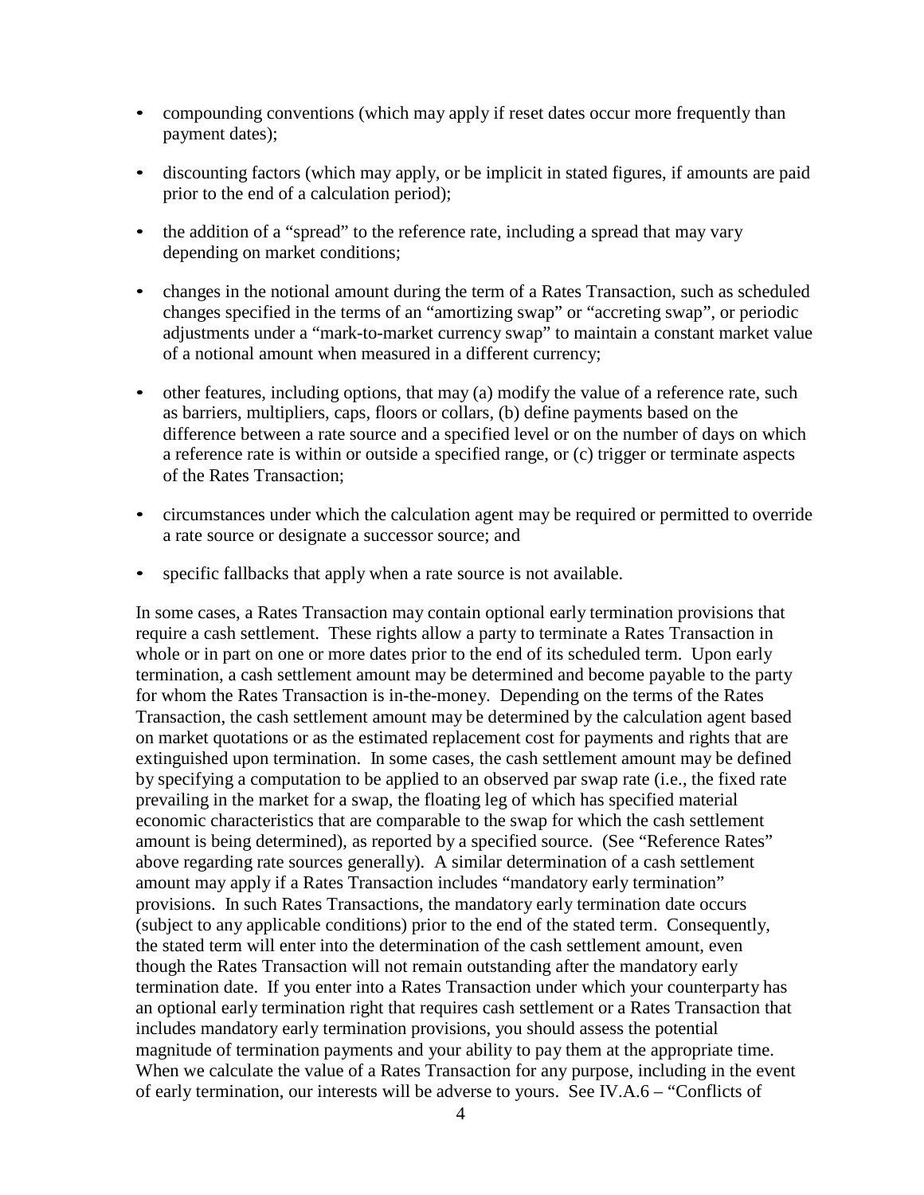- compounding conventions (which may apply if reset dates occur more frequently than payment dates);
- discounting factors (which may apply, or be implicit in stated figures, if amounts are paid prior to the end of a calculation period);
- the addition of a "spread" to the reference rate, including a spread that may vary depending on market conditions;
- changes in the notional amount during the term of a Rates Transaction, such as scheduled changes specified in the terms of an "amortizing swap" or "accreting swap", or periodic adjustments under a "mark-to-market currency swap" to maintain a constant market value of a notional amount when measured in a different currency;
- other features, including options, that may (a) modify the value of a reference rate, such as barriers, multipliers, caps, floors or collars, (b) define payments based on the difference between a rate source and a specified level or on the number of days on which a reference rate is within or outside a specified range, or (c) trigger or terminate aspects of the Rates Transaction;
- circumstances under which the calculation agent may be required or permitted to override a rate source or designate a successor source; and
- specific fallbacks that apply when a rate source is not available.

In some cases, a Rates Transaction may contain optional early termination provisions that require a cash settlement. These rights allow a party to terminate a Rates Transaction in whole or in part on one or more dates prior to the end of its scheduled term. Upon early termination, a cash settlement amount may be determined and become payable to the party for whom the Rates Transaction is in-the-money. Depending on the terms of the Rates Transaction, the cash settlement amount may be determined by the calculation agent based on market quotations or as the estimated replacement cost for payments and rights that are extinguished upon termination. In some cases, the cash settlement amount may be defined by specifying a computation to be applied to an observed par swap rate (i.e., the fixed rate prevailing in the market for a swap, the floating leg of which has specified material economic characteristics that are comparable to the swap for which the cash settlement amount is being determined), as reported by a specified source. (See "Reference Rates" above regarding rate sources generally). A similar determination of a cash settlement amount may apply if a Rates Transaction includes "mandatory early termination" provisions. In such Rates Transactions, the mandatory early termination date occurs (subject to any applicable conditions) prior to the end of the stated term. Consequently, the stated term will enter into the determination of the cash settlement amount, even though the Rates Transaction will not remain outstanding after the mandatory early termination date. If you enter into a Rates Transaction under which your counterparty has an optional early termination right that requires cash settlement or a Rates Transaction that includes mandatory early termination provisions, you should assess the potential magnitude of termination payments and your ability to pay them at the appropriate time. When we calculate the value of a Rates Transaction for any purpose, including in the event of early termination, our interests will be adverse to yours. See IV.A.6 – "Conflicts of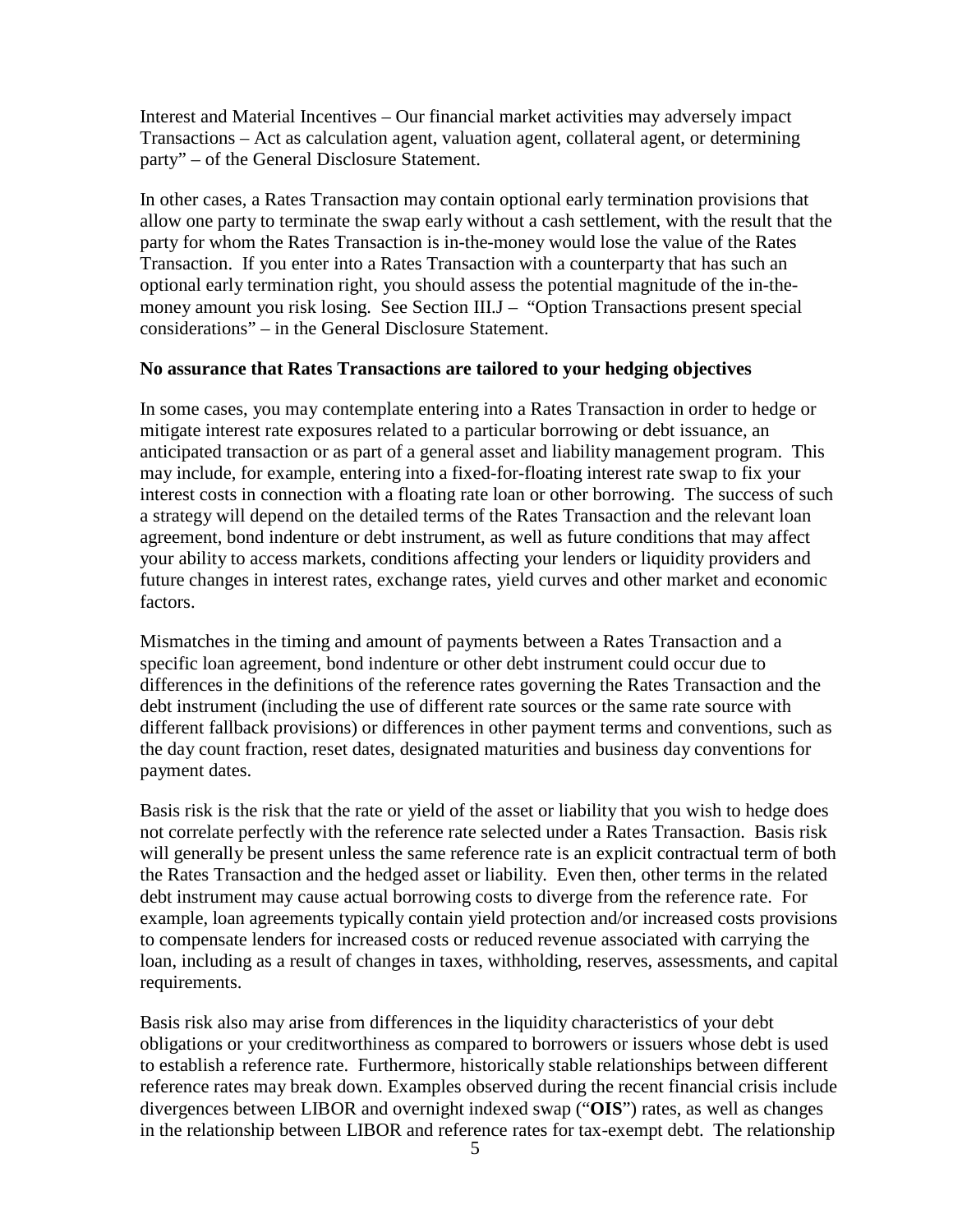Interest and Material Incentives – Our financial market activities may adversely impact Transactions – Act as calculation agent, valuation agent, collateral agent, or determining party" – of the General Disclosure Statement.

In other cases, a Rates Transaction may contain optional early termination provisions that allow one party to terminate the swap early without a cash settlement, with the result that the party for whom the Rates Transaction is in-the-money would lose the value of the Rates Transaction. If you enter into a Rates Transaction with a counterparty that has such an optional early termination right, you should assess the potential magnitude of the in-the-money amount you risk losing. See Section III.J – "Option Transactions present special considerations" – in the General Disclosure Statement.

**No assurance that Rates Transactions are tailored to your hedging objectives**

In some cases, you may contemplate entering into a Rates Transaction in order to hedge or mitigate interest rate exposures related to a particular borrowing or debt issuance, an anticipated transaction or as part of a general asset and liability management program. This may include, for example, entering into a fixed-for-floating interest rate swap to fix your interest costs in connection with a floating rate loan or other borrowing. The success of such a strategy will depend on the detailed terms of the Rates Transaction and the relevant loan agreement, bond indenture or debt instrument, as well as future conditions that may affect your ability to access markets, conditions affecting your lenders or liquidity providers and future changes in interest rates, exchange rates, yield curves and other market and economic factors.

Mismatches in the timing and amount of payments between a Rates Transaction and a specific loan agreement, bond indenture or other debt instrument could occur due to differences in the definitions of the reference rates governing the Rates Transaction and the debt instrument (including the use of different rate sources or the same rate source with different fallback provisions) or differences in other payment terms and conventions, such as the day count fraction, reset dates, designated maturities and business day conventions for payment dates.

Basis risk is the risk that the rate or yield of the asset or liability that you wish to hedge does not correlate perfectly with the reference rate selected under a Rates Transaction. Basis risk will generally be present unless the same reference rate is an explicit contractual term of both the Rates Transaction and the hedged asset or liability. Even then, other terms in the related debt instrument may cause actual borrowing costs to diverge from the reference rate. For example, loan agreements typically contain yield protection and/or increased costs provisions to compensate lenders for increased costs or reduced revenue associated with carrying the loan, including as a result of changes in taxes, withholding, reserves, assessments, and capital requirements.

Basis risk also may arise from differences in the liquidity characteristics of your debt obligations or your creditworthiness as compared to borrowers or issuers whose debt is used to establish a reference rate. Furthermore, historically stable relationships between different reference rates may break down. Examples observed during the recent financial crisis include divergences between LIBOR and overnight indexed swap ("**OIS**") rates, as well as changes in the relationship between LIBOR and reference rates for tax-exempt debt. The relationship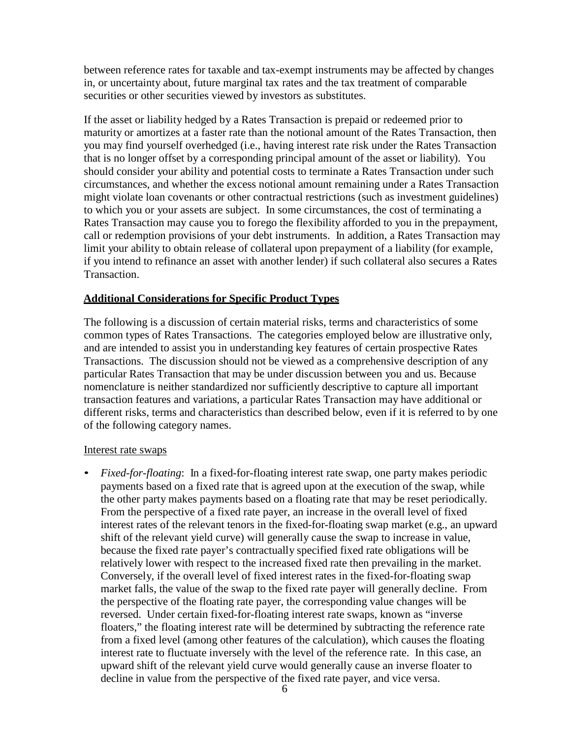between reference rates for taxable and tax-exempt instruments may be affected by changes in, or uncertainty about, future marginal tax rates and the tax treatment of comparable securities or other securities viewed by investors as substitutes.

If the asset or liability hedged by a Rates Transaction is prepaid or redeemed prior to maturity or amortizes at a faster rate than the notional amount of the Rates Transaction, then you may find yourself overhedged (i.e., having interest rate risk under the Rates Transaction that is no longer offset by a corresponding principal amount of the asset or liability). You should consider your ability and potential costs to terminate a Rates Transaction under such circumstances, and whether the excess notional amount remaining under a Rates Transaction might violate loan covenants or other contractual restrictions (such as investment guidelines) to which you or your assets are subject. In some circumstances, the cost of terminating a Rates Transaction may cause you to forego the flexibility afforded to you in the prepayment, call or redemption provisions of your debt instruments. In addition, a Rates Transaction may limit your ability to obtain release of collateral upon prepayment of a liability (for example, if you intend to refinance an asset with another lender) if such collateral also secures a Rates Transaction.

## Additional Considerations for Specific Product Types

The following is a discussion of certain material risks, terms and characteristics of some common types of Rates Transactions. The categories employed below are illustrative only, and are intended to assist you in understanding key features of certain prospective Rates Transactions. The discussion should not be viewed as a comprehensive description of any particular Rates Transaction that may be under discussion between you and us. Because nomenclature is neither standardized nor sufficiently descriptive to capture all important transaction features and variations, a particular Rates Transaction may have additional or different risks, terms and characteristics than described below, even if it is referred to by one of the following category names.

### Interest rate swaps

- *Fixed-for-floating*: In a fixed-for-floating interest rate swap, one party makes periodic payments based on a fixed rate that is agreed upon at the execution of the swap, while the other party makes payments based on a floating rate that may be reset periodically. From the perspective of a fixed rate payer, an increase in the overall level of fixed interest rates of the relevant tenors in the fixed-for-floating swap market (e.g., an upward shift of the relevant yield curve) will generally cause the swap to increase in value, because the fixed rate payer's contractually specified fixed rate obligations will be relatively lower with respect to the increased fixed rate then prevailing in the market. Conversely, if the overall level of fixed interest rates in the fixed-for-floating swap market falls, the value of the swap to the fixed rate payer will generally decline. From the perspective of the floating rate payer, the corresponding value changes will be reversed. Under certain fixed-for-floating interest rate swaps, known as "inverse floaters," the floating interest rate will be determined by subtracting the reference rate from a fixed level (among other features of the calculation), which causes the floating interest rate to fluctuate inversely with the level of the reference rate. In this case, an upward shift of the relevant yield curve would generally cause an inverse floater to decline in value from the perspective of the fixed rate payer, and vice versa.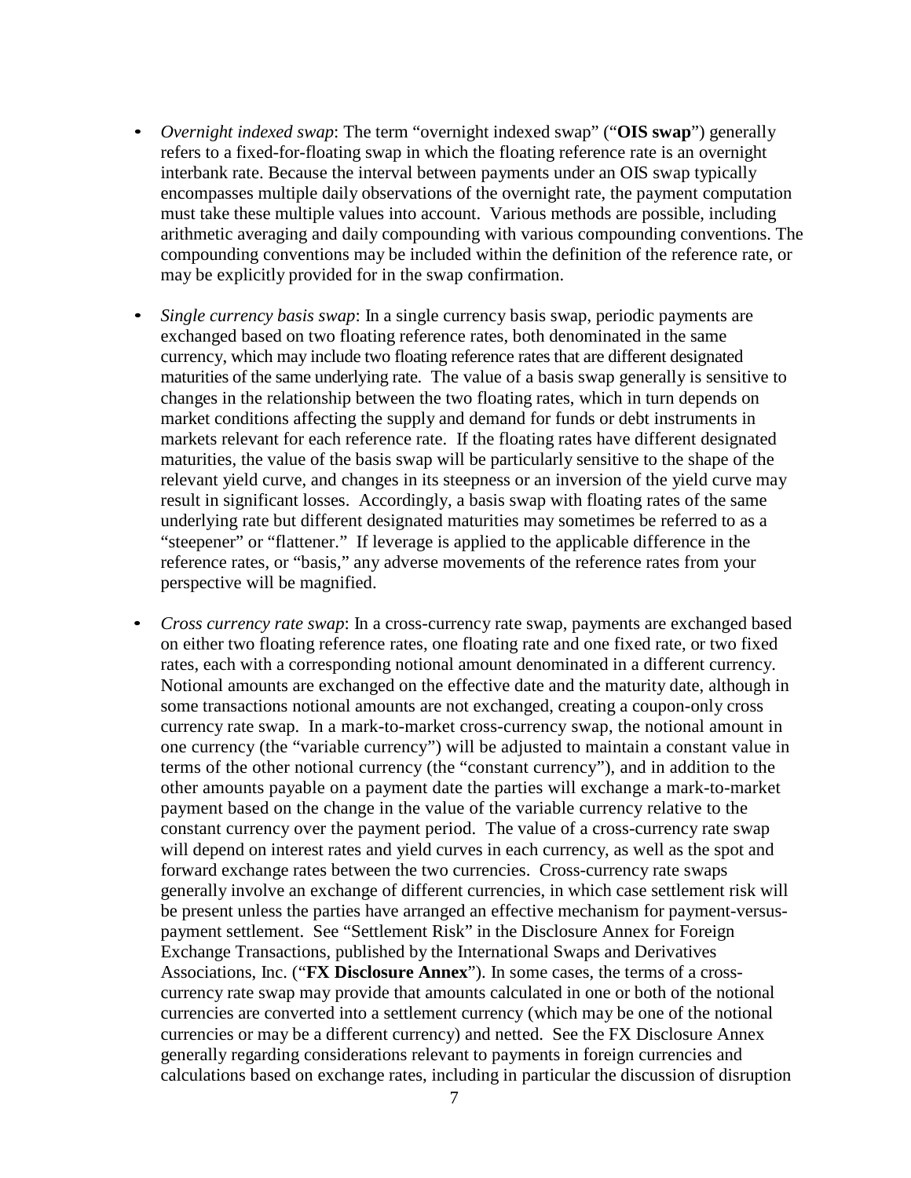- *Overnight indexed swap*: The term "overnight indexed swap" ("**OIS swap**") generally refers to a fixed-for-floating swap in which the floating reference rate is an overnight interbank rate. Because the interval between payments under an OIS swap typically encompasses multiple daily observations of the overnight rate, the payment computation must take these multiple values into account. Various methods are possible, including arithmetic averaging and daily compounding with various compounding conventions. The compounding conventions may be included within the definition of the reference rate, or may be explicitly provided for in the swap confirmation.

- *Single currency basis swap*: In a single currency basis swap, periodic payments are exchanged based on two floating reference rates, both denominated in the same currency, which may include two floating reference rates that are different designated maturities of the same underlying rate. The value of a basis swap generally is sensitive to changes in the relationship between the two floating rates, which in turn depends on market conditions affecting the supply and demand for funds or debt instruments in markets relevant for each reference rate. If the floating rates have different designated maturities, the value of the basis swap will be particularly sensitive to the shape of the relevant yield curve, and changes in its steepness or an inversion of the yield curve may result in significant losses. Accordingly, a basis swap with floating rates of the same underlying rate but different designated maturities may sometimes be referred to as a "steepener" or "flattener." If leverage is applied to the applicable difference in the reference rates, or "basis," any adverse movements of the reference rates from your perspective will be magnified.

- *Cross currency rate swap*: In a cross-currency rate swap, payments are exchanged based on either two floating reference rates, one floating rate and one fixed rate, or two fixed rates, each with a corresponding notional amount denominated in a different currency. Notional amounts are exchanged on the effective date and the maturity date, although in some transactions notional amounts are not exchanged, creating a coupon-only cross currency rate swap. In a mark-to-market cross-currency swap, the notional amount in one currency (the "variable currency") will be adjusted to maintain a constant value in terms of the other notional currency (the "constant currency"), and in addition to the other amounts payable on a payment date the parties will exchange a mark-to-market payment based on the change in the value of the variable currency relative to the constant currency over the payment period. The value of a cross-currency rate swap will depend on interest rates and yield curves in each currency, as well as the spot and forward exchange rates between the two currencies. Cross-currency rate swaps generally involve an exchange of different currencies, in which case settlement risk will be present unless the parties have arranged an effective mechanism for payment-versus-payment settlement. See "Settlement Risk" in the Disclosure Annex for Foreign Exchange Transactions, published by the International Swaps and Derivatives Associations, Inc. ("**FX Disclosure Annex**"). In some cases, the terms of a cross-currency rate swap may provide that amounts calculated in one or both of the notional currencies are converted into a settlement currency (which may be one of the notional currencies or may be a different currency) and netted. See the FX Disclosure Annex generally regarding considerations relevant to payments in foreign currencies and calculations based on exchange rates, including in particular the discussion of disruption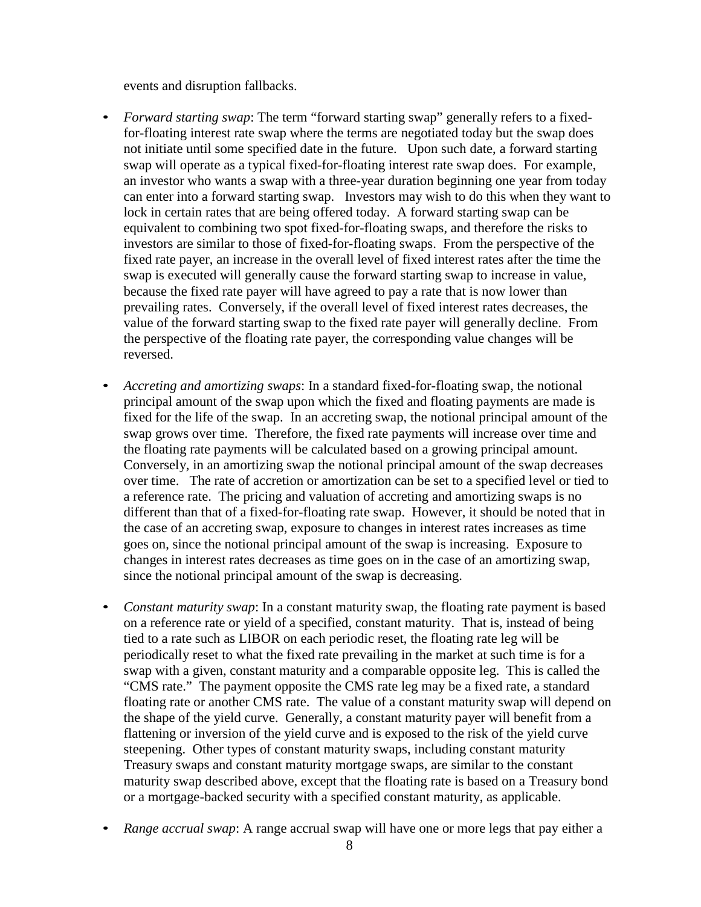events and disruption fallbacks.

- *Forward starting swap*: The term "forward starting swap" generally refers to a fixed-for-floating interest rate swap where the terms are negotiated today but the swap does not initiate until some specified date in the future. Upon such date, a forward starting swap will operate as a typical fixed-for-floating interest rate swap does. For example, an investor who wants a swap with a three-year duration beginning one year from today can enter into a forward starting swap. Investors may wish to do this when they want to lock in certain rates that are being offered today. A forward starting swap can be equivalent to combining two spot fixed-for-floating swaps, and therefore the risks to investors are similar to those of fixed-for-floating swaps. From the perspective of the fixed rate payer, an increase in the overall level of fixed interest rates after the time the swap is executed will generally cause the forward starting swap to increase in value, because the fixed rate payer will have agreed to pay a rate that is now lower than prevailing rates. Conversely, if the overall level of fixed interest rates decreases, the value of the forward starting swap to the fixed rate payer will generally decline. From the perspective of the floating rate payer, the corresponding value changes will be reversed.

- *Accreting and amortizing swaps*: In a standard fixed-for-floating swap, the notional principal amount of the swap upon which the fixed and floating payments are made is fixed for the life of the swap. In an accreting swap, the notional principal amount of the swap grows over time. Therefore, the fixed rate payments will increase over time and the floating rate payments will be calculated based on a growing principal amount. Conversely, in an amortizing swap the notional principal amount of the swap decreases over time. The rate of accretion or amortization can be set to a specified level or tied to a reference rate. The pricing and valuation of accreting and amortizing swaps is no different than that of a fixed-for-floating rate swap. However, it should be noted that in the case of an accreting swap, exposure to changes in interest rates increases as time goes on, since the notional principal amount of the swap is increasing. Exposure to changes in interest rates decreases as time goes on in the case of an amortizing swap, since the notional principal amount of the swap is decreasing.

- *Constant maturity swap*: In a constant maturity swap, the floating rate payment is based on a reference rate or yield of a specified, constant maturity. That is, instead of being tied to a rate such as LIBOR on each periodic reset, the floating rate leg will be periodically reset to what the fixed rate prevailing in the market at such time is for a swap with a given, constant maturity and a comparable opposite leg. This is called the "CMS rate." The payment opposite the CMS rate leg may be a fixed rate, a standard floating rate or another CMS rate. The value of a constant maturity swap will depend on the shape of the yield curve. Generally, a constant maturity payer will benefit from a flattening or inversion of the yield curve and is exposed to the risk of the yield curve steepening. Other types of constant maturity swaps, including constant maturity Treasury swaps and constant maturity mortgage swaps, are similar to the constant maturity swap described above, except that the floating rate is based on a Treasury bond or a mortgage-backed security with a specified constant maturity, as applicable.

- *Range accrual swap*: A range accrual swap will have one or more legs that pay either a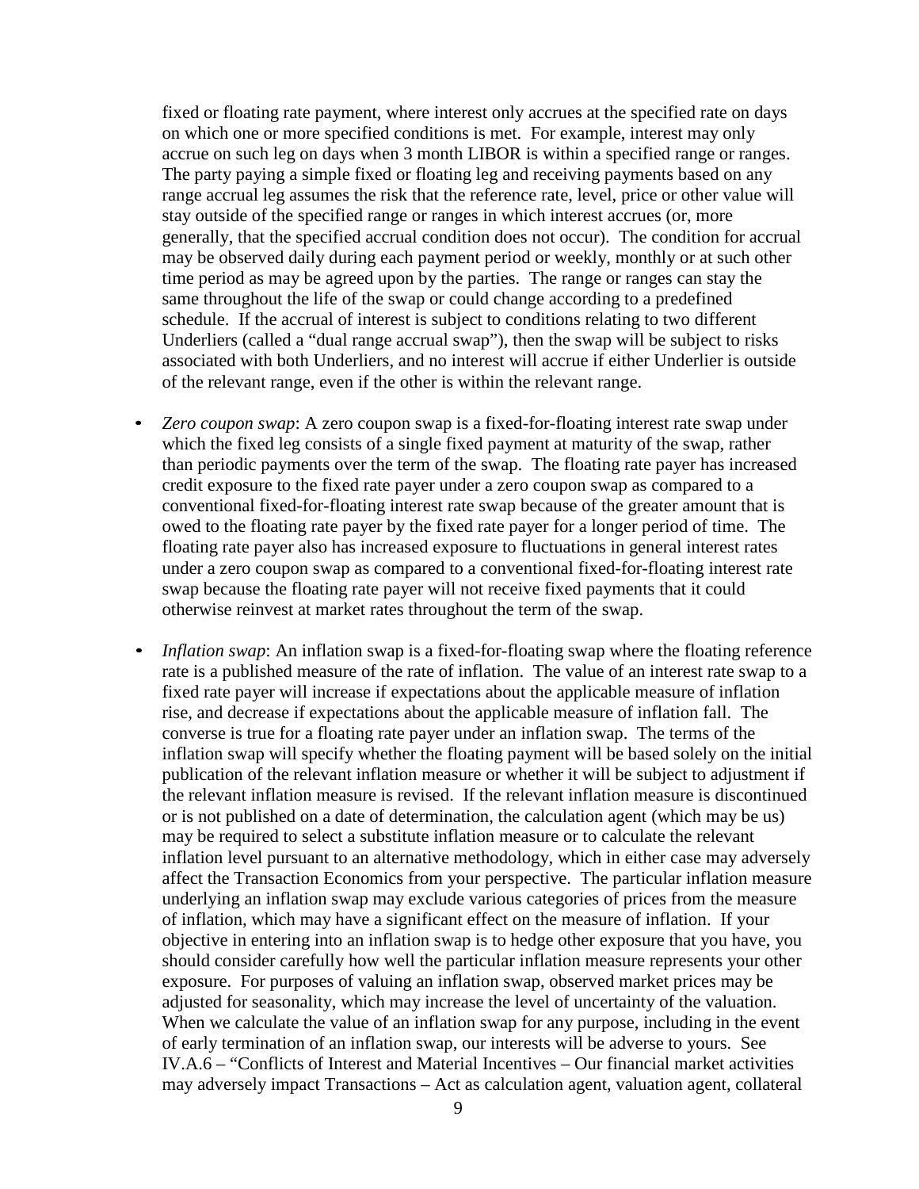fixed or floating rate payment, where interest only accrues at the specified rate on days on which one or more specified conditions is met. For example, interest may only accrue on such leg on days when 3 month LIBOR is within a specified range or ranges. The party paying a simple fixed or floating leg and receiving payments based on any range accrual leg assumes the risk that the reference rate, level, price or other value will stay outside of the specified range or ranges in which interest accrues (or, more generally, that the specified accrual condition does not occur). The condition for accrual may be observed daily during each payment period or weekly, monthly or at such other time period as may be agreed upon by the parties. The range or ranges can stay the same throughout the life of the swap or could change according to a predefined schedule. If the accrual of interest is subject to conditions relating to two different Underliers (called a "dual range accrual swap"), then the swap will be subject to risks associated with both Underliers, and no interest will accrue if either Underlier is outside of the relevant range, even if the other is within the relevant range.

- *Zero coupon swap*: A zero coupon swap is a fixed-for-floating interest rate swap under which the fixed leg consists of a single fixed payment at maturity of the swap, rather than periodic payments over the term of the swap. The floating rate payer has increased credit exposure to the fixed rate payer under a zero coupon swap as compared to a conventional fixed-for-floating interest rate swap because of the greater amount that is owed to the floating rate payer by the fixed rate payer for a longer period of time. The floating rate payer also has increased exposure to fluctuations in general interest rates under a zero coupon swap as compared to a conventional fixed-for-floating interest rate swap because the floating rate payer will not receive fixed payments that it could otherwise reinvest at market rates throughout the term of the swap.

- *Inflation swap*: An inflation swap is a fixed-for-floating swap where the floating reference rate is a published measure of the rate of inflation. The value of an interest rate swap to a fixed rate payer will increase if expectations about the applicable measure of inflation rise, and decrease if expectations about the applicable measure of inflation fall. The converse is true for a floating rate payer under an inflation swap. The terms of the inflation swap will specify whether the floating payment will be based solely on the initial publication of the relevant inflation measure or whether it will be subject to adjustment if the relevant inflation measure is revised. If the relevant inflation measure is discontinued or is not published on a date of determination, the calculation agent (which may be us) may be required to select a substitute inflation measure or to calculate the relevant inflation level pursuant to an alternative methodology, which in either case may adversely affect the Transaction Economics from your perspective. The particular inflation measure underlying an inflation swap may exclude various categories of prices from the measure of inflation, which may have a significant effect on the measure of inflation. If your objective in entering into an inflation swap is to hedge other exposure that you have, you should consider carefully how well the particular inflation measure represents your other exposure. For purposes of valuing an inflation swap, observed market prices may be adjusted for seasonality, which may increase the level of uncertainty of the valuation. When we calculate the value of an inflation swap for any purpose, including in the event of early termination of an inflation swap, our interests will be adverse to yours. See IV.A.6 – "Conflicts of Interest and Material Incentives – Our financial market activities may adversely impact Transactions – Act as calculation agent, valuation agent, collateral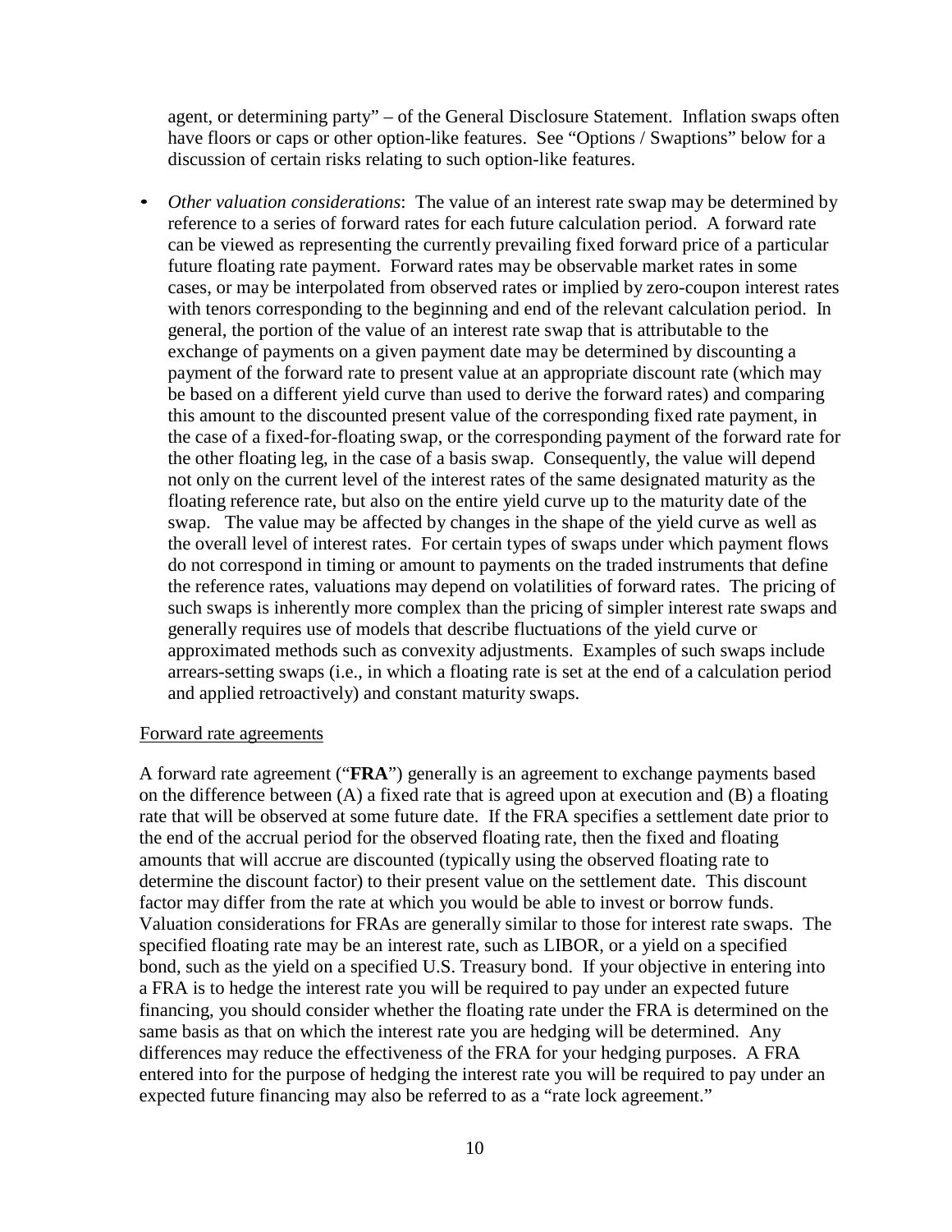agent, or determining party" – of the General Disclosure Statement. Inflation swaps often have floors or caps or other option-like features. See "Options / Swaptions" below for a discussion of certain risks relating to such option-like features.

- *Other valuation considerations*: The value of an interest rate swap may be determined by reference to a series of forward rates for each future calculation period. A forward rate can be viewed as representing the currently prevailing fixed forward price of a particular future floating rate payment. Forward rates may be observable market rates in some cases, or may be interpolated from observed rates or implied by zero-coupon interest rates with tenors corresponding to the beginning and end of the relevant calculation period. In general, the portion of the value of an interest rate swap that is attributable to the exchange of payments on a given payment date may be determined by discounting a payment of the forward rate to present value at an appropriate discount rate (which may be based on a different yield curve than used to derive the forward rates) and comparing this amount to the discounted present value of the corresponding fixed rate payment, in the case of a fixed-for-floating swap, or the corresponding payment of the forward rate for the other floating leg, in the case of a basis swap. Consequently, the value will depend not only on the current level of the interest rates of the same designated maturity as the floating reference rate, but also on the entire yield curve up to the maturity date of the swap. The value may be affected by changes in the shape of the yield curve as well as the overall level of interest rates. For certain types of swaps under which payment flows do not correspond in timing or amount to payments on the traded instruments that define the reference rates, valuations may depend on volatilities of forward rates. The pricing of such swaps is inherently more complex than the pricing of simpler interest rate swaps and generally requires use of models that describe fluctuations of the yield curve or approximated methods such as convexity adjustments. Examples of such swaps include arrears-setting swaps (i.e., in which a floating rate is set at the end of a calculation period and applied retroactively) and constant maturity swaps.

Forward rate agreements

A forward rate agreement ("**FRA**") generally is an agreement to exchange payments based on the difference between (A) a fixed rate that is agreed upon at execution and (B) a floating rate that will be observed at some future date. If the FRA specifies a settlement date prior to the end of the accrual period for the observed floating rate, then the fixed and floating amounts that will accrue are discounted (typically using the observed floating rate to determine the discount factor) to their present value on the settlement date. This discount factor may differ from the rate at which you would be able to invest or borrow funds. Valuation considerations for FRAs are generally similar to those for interest rate swaps. The specified floating rate may be an interest rate, such as LIBOR, or a yield on a specified bond, such as the yield on a specified U.S. Treasury bond. If your objective in entering into a FRA is to hedge the interest rate you will be required to pay under an expected future financing, you should consider whether the floating rate under the FRA is determined on the same basis as that on which the interest rate you are hedging will be determined. Any differences may reduce the effectiveness of the FRA for your hedging purposes. A FRA entered into for the purpose of hedging the interest rate you will be required to pay under an expected future financing may also be referred to as a "rate lock agreement."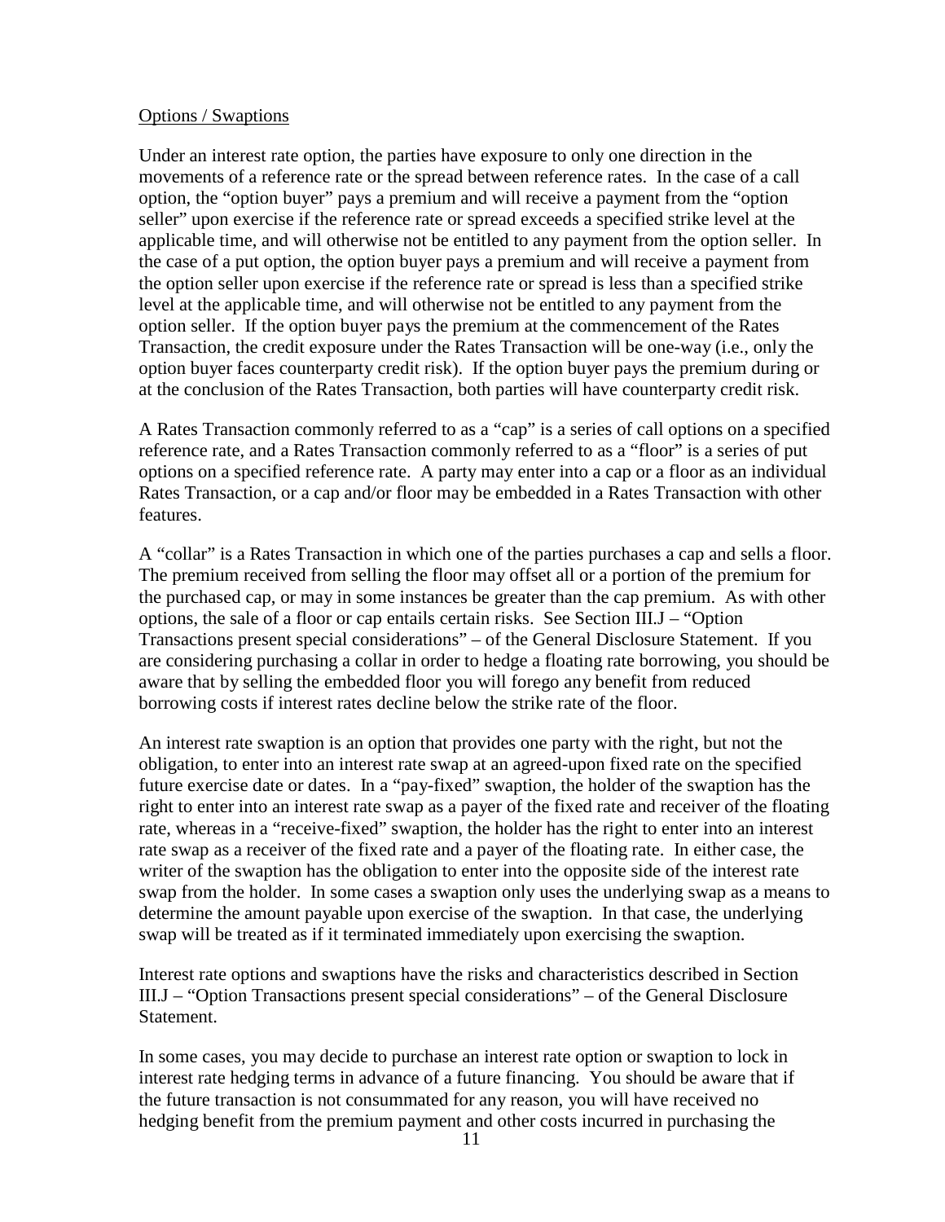Options / Swaptions

Under an interest rate option, the parties have exposure to only one direction in the movements of a reference rate or the spread between reference rates. In the case of a call option, the "option buyer" pays a premium and will receive a payment from the "option seller" upon exercise if the reference rate or spread exceeds a specified strike level at the applicable time, and will otherwise not be entitled to any payment from the option seller. In the case of a put option, the option buyer pays a premium and will receive a payment from the option seller upon exercise if the reference rate or spread is less than a specified strike level at the applicable time, and will otherwise not be entitled to any payment from the option seller. If the option buyer pays the premium at the commencement of the Rates Transaction, the credit exposure under the Rates Transaction will be one-way (i.e., only the option buyer faces counterparty credit risk). If the option buyer pays the premium during or at the conclusion of the Rates Transaction, both parties will have counterparty credit risk.

A Rates Transaction commonly referred to as a "cap" is a series of call options on a specified reference rate, and a Rates Transaction commonly referred to as a "floor" is a series of put options on a specified reference rate. A party may enter into a cap or a floor as an individual Rates Transaction, or a cap and/or floor may be embedded in a Rates Transaction with other features.

A "collar" is a Rates Transaction in which one of the parties purchases a cap and sells a floor. The premium received from selling the floor may offset all or a portion of the premium for the purchased cap, or may in some instances be greater than the cap premium. As with other options, the sale of a floor or cap entails certain risks. See Section III.J – "Option Transactions present special considerations" – of the General Disclosure Statement. If you are considering purchasing a collar in order to hedge a floating rate borrowing, you should be aware that by selling the embedded floor you will forego any benefit from reduced borrowing costs if interest rates decline below the strike rate of the floor.

An interest rate swaption is an option that provides one party with the right, but not the obligation, to enter into an interest rate swap at an agreed-upon fixed rate on the specified future exercise date or dates. In a "pay-fixed" swaption, the holder of the swaption has the right to enter into an interest rate swap as a payer of the fixed rate and receiver of the floating rate, whereas in a "receive-fixed" swaption, the holder has the right to enter into an interest rate swap as a receiver of the fixed rate and a payer of the floating rate. In either case, the writer of the swaption has the obligation to enter into the opposite side of the interest rate swap from the holder. In some cases a swaption only uses the underlying swap as a means to determine the amount payable upon exercise of the swaption. In that case, the underlying swap will be treated as if it terminated immediately upon exercising the swaption.

Interest rate options and swaptions have the risks and characteristics described in Section III.J – "Option Transactions present special considerations" – of the General Disclosure Statement.

In some cases, you may decide to purchase an interest rate option or swaption to lock in interest rate hedging terms in advance of a future financing. You should be aware that if the future transaction is not consummated for any reason, you will have received no hedging benefit from the premium payment and other costs incurred in purchasing the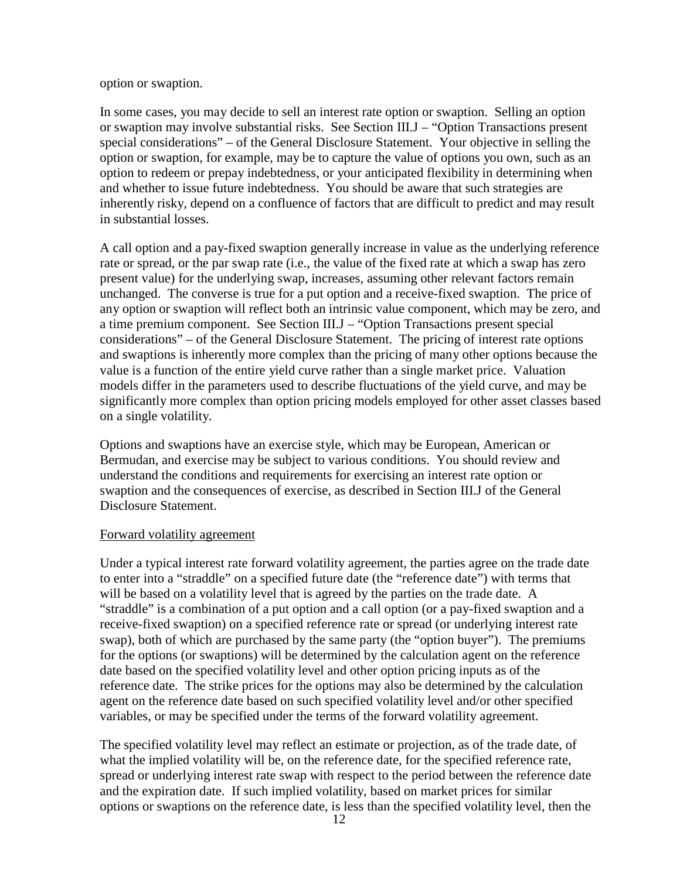option or swaption.

In some cases, you may decide to sell an interest rate option or swaption. Selling an option or swaption may involve substantial risks. See Section III.J – "Option Transactions present special considerations" – of the General Disclosure Statement. Your objective in selling the option or swaption, for example, may be to capture the value of options you own, such as an option to redeem or prepay indebtedness, or your anticipated flexibility in determining when and whether to issue future indebtedness. You should be aware that such strategies are inherently risky, depend on a confluence of factors that are difficult to predict and may result in substantial losses.

A call option and a pay-fixed swaption generally increase in value as the underlying reference rate or spread, or the par swap rate (i.e., the value of the fixed rate at which a swap has zero present value) for the underlying swap, increases, assuming other relevant factors remain unchanged. The converse is true for a put option and a receive-fixed swaption. The price of any option or swaption will reflect both an intrinsic value component, which may be zero, and a time premium component. See Section III.J – "Option Transactions present special considerations" – of the General Disclosure Statement. The pricing of interest rate options and swaptions is inherently more complex than the pricing of many other options because the value is a function of the entire yield curve rather than a single market price. Valuation models differ in the parameters used to describe fluctuations of the yield curve, and may be significantly more complex than option pricing models employed for other asset classes based on a single volatility.

Options and swaptions have an exercise style, which may be European, American or Bermudan, and exercise may be subject to various conditions. You should review and understand the conditions and requirements for exercising an interest rate option or swaption and the consequences of exercise, as described in Section III.J of the General Disclosure Statement.

Forward volatility agreement

Under a typical interest rate forward volatility agreement, the parties agree on the trade date to enter into a "straddle" on a specified future date (the "reference date") with terms that will be based on a volatility level that is agreed by the parties on the trade date. A "straddle" is a combination of a put option and a call option (or a pay-fixed swaption and a receive-fixed swaption) on a specified reference rate or spread (or underlying interest rate swap), both of which are purchased by the same party (the "option buyer"). The premiums for the options (or swaptions) will be determined by the calculation agent on the reference date based on the specified volatility level and other option pricing inputs as of the reference date. The strike prices for the options may also be determined by the calculation agent on the reference date based on such specified volatility level and/or other specified variables, or may be specified under the terms of the forward volatility agreement.

The specified volatility level may reflect an estimate or projection, as of the trade date, of what the implied volatility will be, on the reference date, for the specified reference rate, spread or underlying interest rate swap with respect to the period between the reference date and the expiration date. If such implied volatility, based on market prices for similar options or swaptions on the reference date, is less than the specified volatility level, then the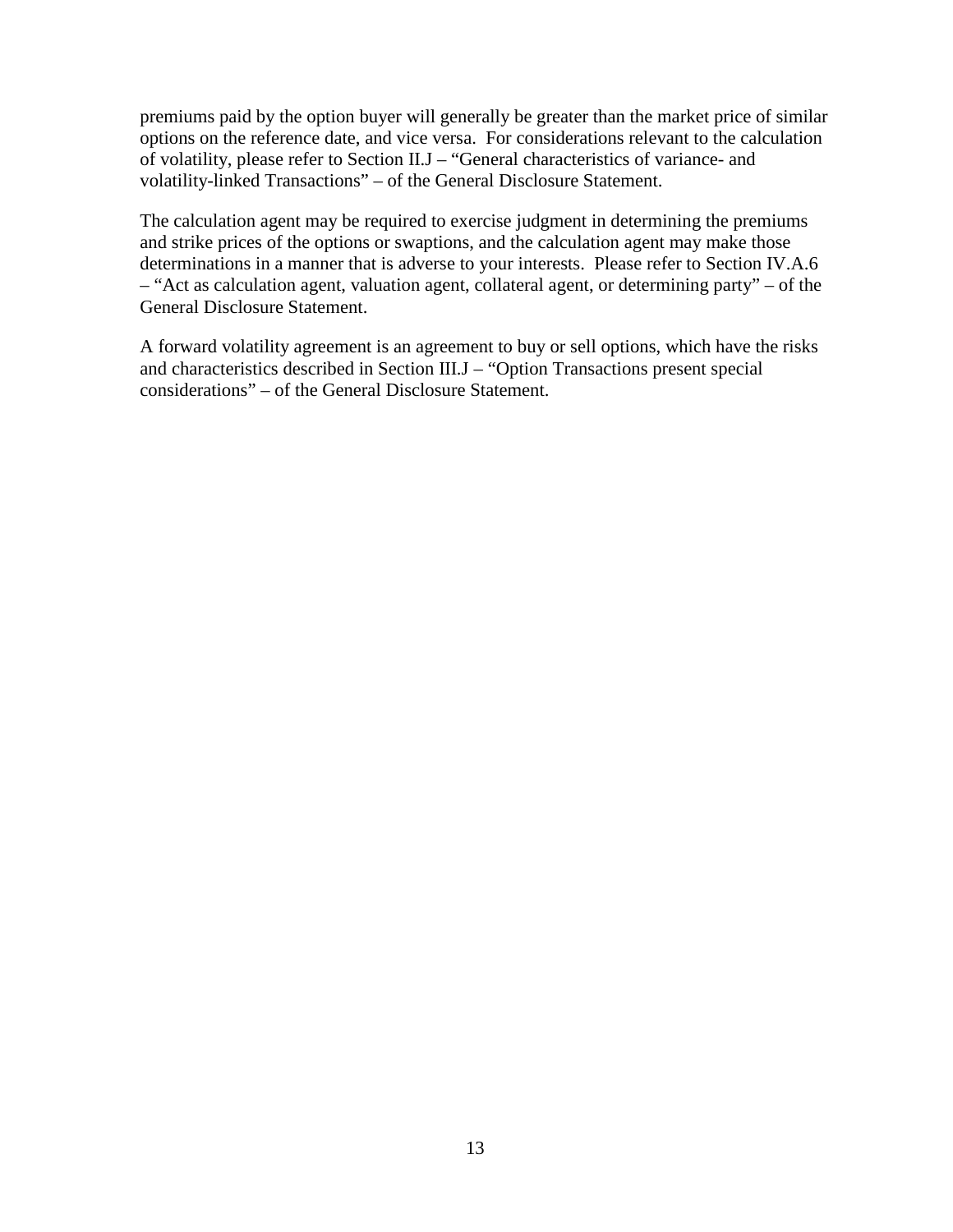premiums paid by the option buyer will generally be greater than the market price of similar options on the reference date, and vice versa. For considerations relevant to the calculation of volatility, please refer to Section II.J – "General characteristics of variance- and volatility-linked Transactions" – of the General Disclosure Statement.

The calculation agent may be required to exercise judgment in determining the premiums and strike prices of the options or swaptions, and the calculation agent may make those determinations in a manner that is adverse to your interests. Please refer to Section IV.A.6 – "Act as calculation agent, valuation agent, collateral agent, or determining party" – of the General Disclosure Statement.

A forward volatility agreement is an agreement to buy or sell options, which have the risks and characteristics described in Section III.J – "Option Transactions present special considerations" – of the General Disclosure Statement.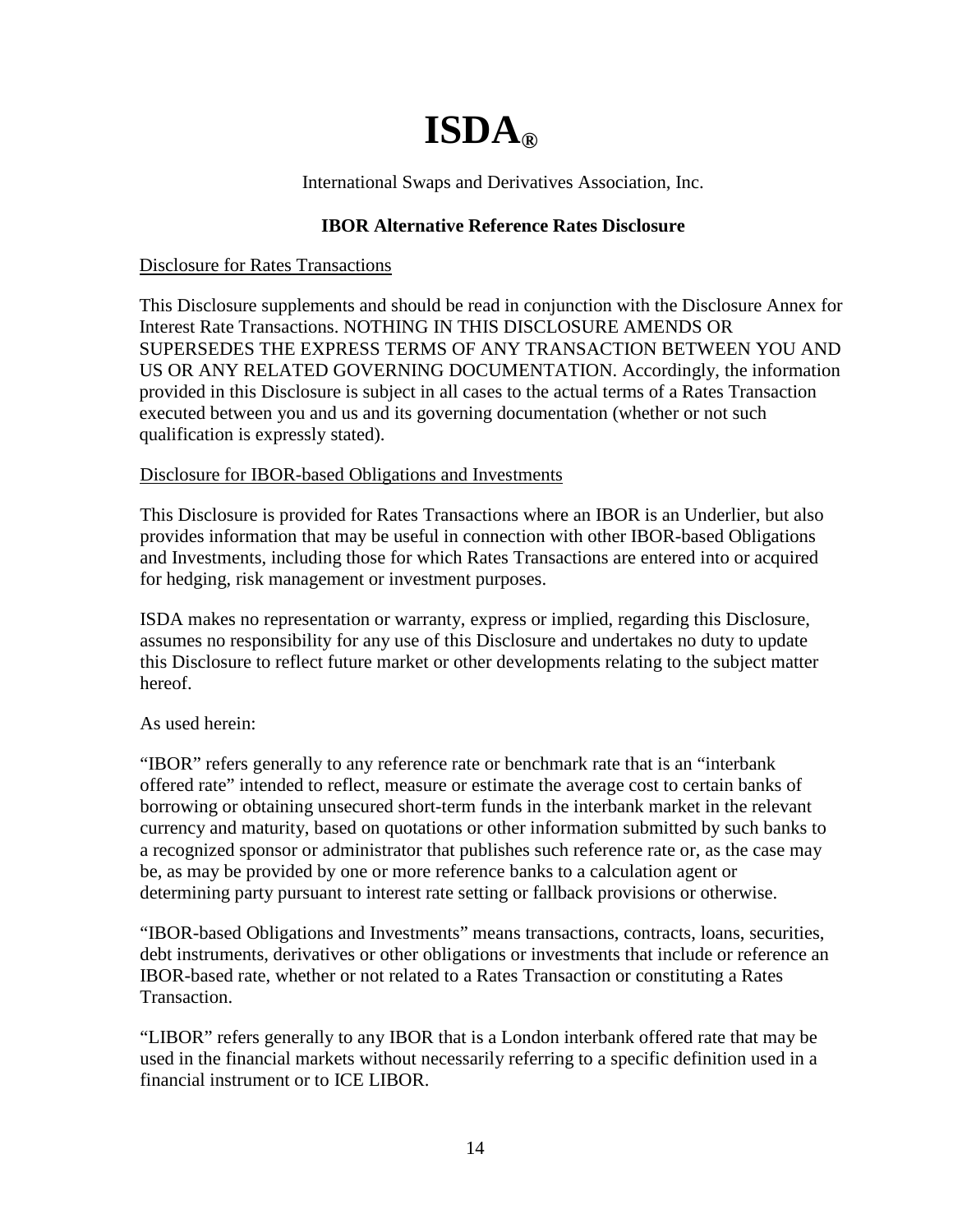# ISDA®

International Swaps and Derivatives Association, Inc.

**IBOR Alternative Reference Rates Disclosure**

Disclosure for Rates Transactions

This Disclosure supplements and should be read in conjunction with the Disclosure Annex for Interest Rate Transactions. NOTHING IN THIS DISCLOSURE AMENDS OR SUPERSEDES THE EXPRESS TERMS OF ANY TRANSACTION BETWEEN YOU AND US OR ANY RELATED GOVERNING DOCUMENTATION. Accordingly, the information provided in this Disclosure is subject in all cases to the actual terms of a Rates Transaction executed between you and us and its governing documentation (whether or not such qualification is expressly stated).

Disclosure for IBOR-based Obligations and Investments

This Disclosure is provided for Rates Transactions where an IBOR is an Underlier, but also provides information that may be useful in connection with other IBOR-based Obligations and Investments, including those for which Rates Transactions are entered into or acquired for hedging, risk management or investment purposes.

ISDA makes no representation or warranty, express or implied, regarding this Disclosure, assumes no responsibility for any use of this Disclosure and undertakes no duty to update this Disclosure to reflect future market or other developments relating to the subject matter hereof.

As used herein:

"IBOR" refers generally to any reference rate or benchmark rate that is an "interbank offered rate" intended to reflect, measure or estimate the average cost to certain banks of borrowing or obtaining unsecured short-term funds in the interbank market in the relevant currency and maturity, based on quotations or other information submitted by such banks to a recognized sponsor or administrator that publishes such reference rate or, as the case may be, as may be provided by one or more reference banks to a calculation agent or determining party pursuant to interest rate setting or fallback provisions or otherwise.

"IBOR-based Obligations and Investments" means transactions, contracts, loans, securities, debt instruments, derivatives or other obligations or investments that include or reference an IBOR-based rate, whether or not related to a Rates Transaction or constituting a Rates Transaction.

"LIBOR" refers generally to any IBOR that is a London interbank offered rate that may be used in the financial markets without necessarily referring to a specific definition used in a financial instrument or to ICE LIBOR.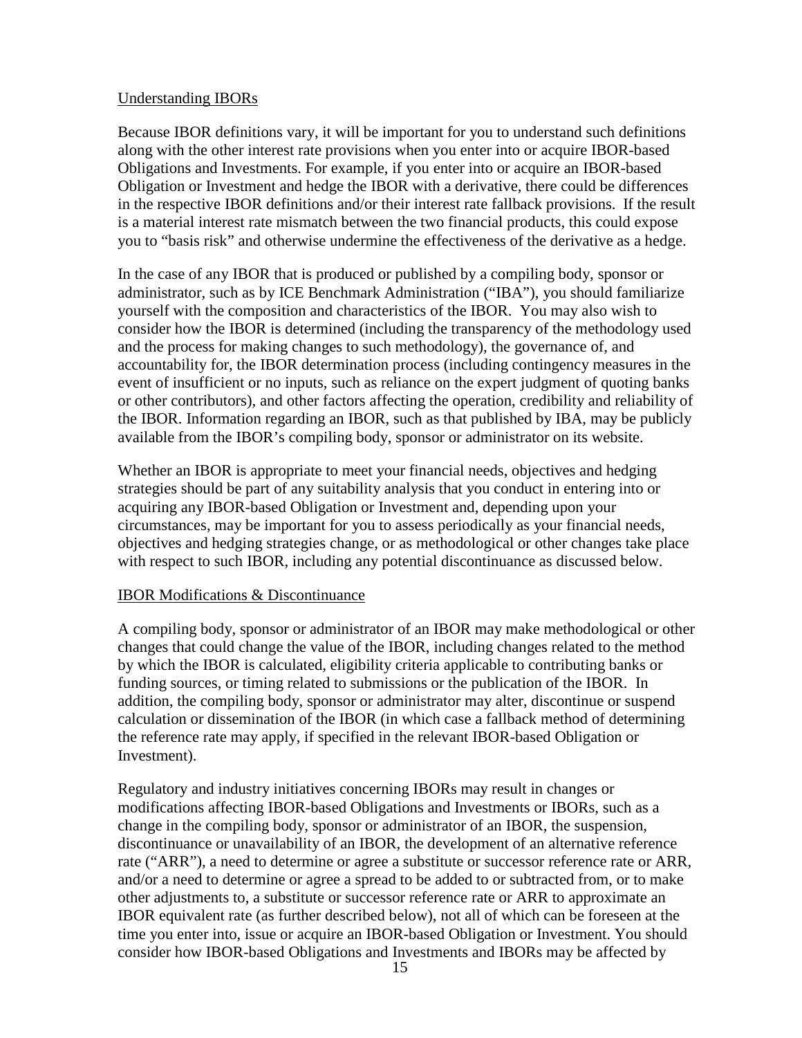Understanding IBORs

Because IBOR definitions vary, it will be important for you to understand such definitions along with the other interest rate provisions when you enter into or acquire IBOR-based Obligations and Investments. For example, if you enter into or acquire an IBOR-based Obligation or Investment and hedge the IBOR with a derivative, there could be differences in the respective IBOR definitions and/or their interest rate fallback provisions. If the result is a material interest rate mismatch between the two financial products, this could expose you to "basis risk" and otherwise undermine the effectiveness of the derivative as a hedge.

In the case of any IBOR that is produced or published by a compiling body, sponsor or administrator, such as by ICE Benchmark Administration ("IBA"), you should familiarize yourself with the composition and characteristics of the IBOR. You may also wish to consider how the IBOR is determined (including the transparency of the methodology used and the process for making changes to such methodology), the governance of, and accountability for, the IBOR determination process (including contingency measures in the event of insufficient or no inputs, such as reliance on the expert judgment of quoting banks or other contributors), and other factors affecting the operation, credibility and reliability of the IBOR. Information regarding an IBOR, such as that published by IBA, may be publicly available from the IBOR's compiling body, sponsor or administrator on its website.

Whether an IBOR is appropriate to meet your financial needs, objectives and hedging strategies should be part of any suitability analysis that you conduct in entering into or acquiring any IBOR-based Obligation or Investment and, depending upon your circumstances, may be important for you to assess periodically as your financial needs, objectives and hedging strategies change, or as methodological or other changes take place with respect to such IBOR, including any potential discontinuance as discussed below.

IBOR Modifications & Discontinuance

A compiling body, sponsor or administrator of an IBOR may make methodological or other changes that could change the value of the IBOR, including changes related to the method by which the IBOR is calculated, eligibility criteria applicable to contributing banks or funding sources, or timing related to submissions or the publication of the IBOR. In addition, the compiling body, sponsor or administrator may alter, discontinue or suspend calculation or dissemination of the IBOR (in which case a fallback method of determining the reference rate may apply, if specified in the relevant IBOR-based Obligation or Investment).

Regulatory and industry initiatives concerning IBORs may result in changes or modifications affecting IBOR-based Obligations and Investments or IBORs, such as a change in the compiling body, sponsor or administrator of an IBOR, the suspension, discontinuance or unavailability of an IBOR, the development of an alternative reference rate ("ARR"), a need to determine or agree a substitute or successor reference rate or ARR, and/or a need to determine or agree a spread to be added to or subtracted from, or to make other adjustments to, a substitute or successor reference rate or ARR to approximate an IBOR equivalent rate (as further described below), not all of which can be foreseen at the time you enter into, issue or acquire an IBOR-based Obligation or Investment. You should consider how IBOR-based Obligations and Investments and IBORs may be affected by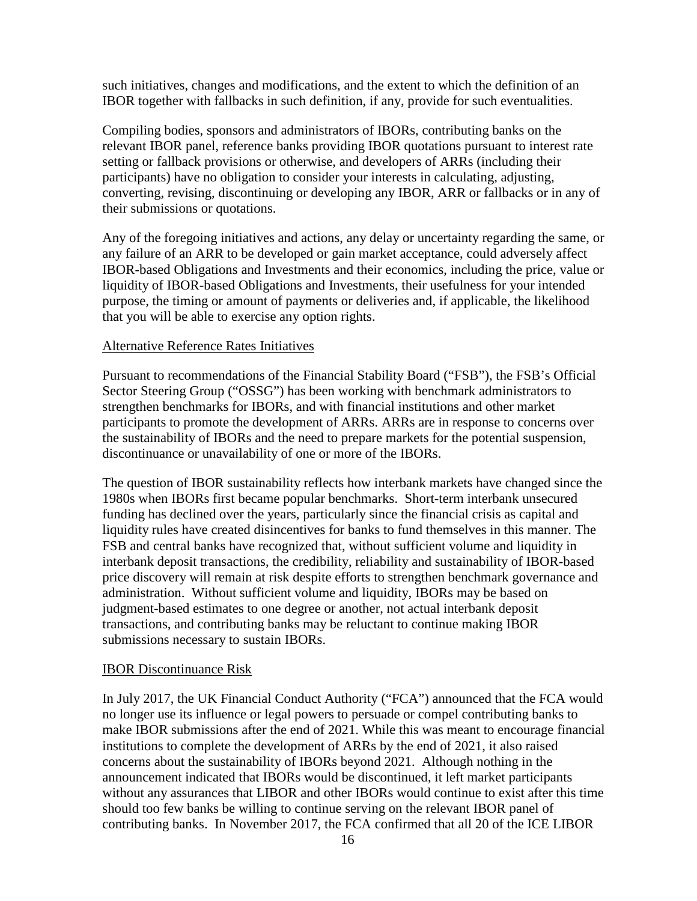such initiatives, changes and modifications, and the extent to which the definition of an IBOR together with fallbacks in such definition, if any, provide for such eventualities.

Compiling bodies, sponsors and administrators of IBORs, contributing banks on the relevant IBOR panel, reference banks providing IBOR quotations pursuant to interest rate setting or fallback provisions or otherwise, and developers of ARRs (including their participants) have no obligation to consider your interests in calculating, adjusting, converting, revising, discontinuing or developing any IBOR, ARR or fallbacks or in any of their submissions or quotations.

Any of the foregoing initiatives and actions, any delay or uncertainty regarding the same, or any failure of an ARR to be developed or gain market acceptance, could adversely affect IBOR-based Obligations and Investments and their economics, including the price, value or liquidity of IBOR-based Obligations and Investments, their usefulness for your intended purpose, the timing or amount of payments or deliveries and, if applicable, the likelihood that you will be able to exercise any option rights.

## Alternative Reference Rates Initiatives

Pursuant to recommendations of the Financial Stability Board ("FSB"), the FSB's Official Sector Steering Group ("OSSG") has been working with benchmark administrators to strengthen benchmarks for IBORs, and with financial institutions and other market participants to promote the development of ARRs. ARRs are in response to concerns over the sustainability of IBORs and the need to prepare markets for the potential suspension, discontinuance or unavailability of one or more of the IBORs.

The question of IBOR sustainability reflects how interbank markets have changed since the 1980s when IBORs first became popular benchmarks. Short-term interbank unsecured funding has declined over the years, particularly since the financial crisis as capital and liquidity rules have created disincentives for banks to fund themselves in this manner. The FSB and central banks have recognized that, without sufficient volume and liquidity in interbank deposit transactions, the credibility, reliability and sustainability of IBOR-based price discovery will remain at risk despite efforts to strengthen benchmark governance and administration. Without sufficient volume and liquidity, IBORs may be based on judgment-based estimates to one degree or another, not actual interbank deposit transactions, and contributing banks may be reluctant to continue making IBOR submissions necessary to sustain IBORs.

## IBOR Discontinuance Risk

In July 2017, the UK Financial Conduct Authority ("FCA") announced that the FCA would no longer use its influence or legal powers to persuade or compel contributing banks to make IBOR submissions after the end of 2021. While this was meant to encourage financial institutions to complete the development of ARRs by the end of 2021, it also raised concerns about the sustainability of IBORs beyond 2021. Although nothing in the announcement indicated that IBORs would be discontinued, it left market participants without any assurances that LIBOR and other IBORs would continue to exist after this time should too few banks be willing to continue serving on the relevant IBOR panel of contributing banks. In November 2017, the FCA confirmed that all 20 of the ICE LIBOR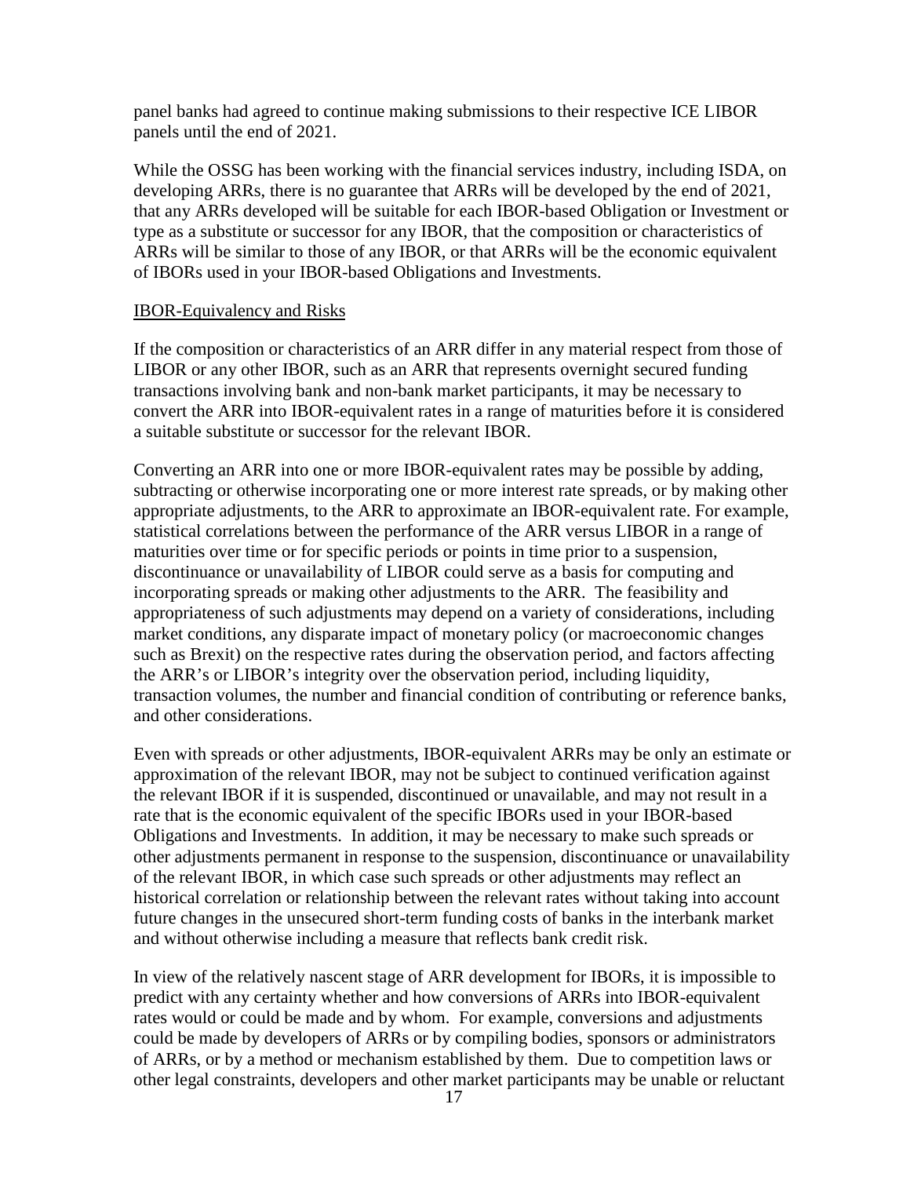panel banks had agreed to continue making submissions to their respective ICE LIBOR panels until the end of 2021.

While the OSSG has been working with the financial services industry, including ISDA, on developing ARRs, there is no guarantee that ARRs will be developed by the end of 2021, that any ARRs developed will be suitable for each IBOR-based Obligation or Investment or type as a substitute or successor for any IBOR, that the composition or characteristics of ARRs will be similar to those of any IBOR, or that ARRs will be the economic equivalent of IBORs used in your IBOR-based Obligations and Investments.

<u>IBOR-Equivalency and Risks</u>

If the composition or characteristics of an ARR differ in any material respect from those of LIBOR or any other IBOR, such as an ARR that represents overnight secured funding transactions involving bank and non-bank market participants, it may be necessary to convert the ARR into IBOR-equivalent rates in a range of maturities before it is considered a suitable substitute or successor for the relevant IBOR.

Converting an ARR into one or more IBOR-equivalent rates may be possible by adding, subtracting or otherwise incorporating one or more interest rate spreads, or by making other appropriate adjustments, to the ARR to approximate an IBOR-equivalent rate. For example, statistical correlations between the performance of the ARR versus LIBOR in a range of maturities over time or for specific periods or points in time prior to a suspension, discontinuance or unavailability of LIBOR could serve as a basis for computing and incorporating spreads or making other adjustments to the ARR. The feasibility and appropriateness of such adjustments may depend on a variety of considerations, including market conditions, any disparate impact of monetary policy (or macroeconomic changes such as Brexit) on the respective rates during the observation period, and factors affecting the ARR's or LIBOR's integrity over the observation period, including liquidity, transaction volumes, the number and financial condition of contributing or reference banks, and other considerations.

Even with spreads or other adjustments, IBOR-equivalent ARRs may be only an estimate or approximation of the relevant IBOR, may not be subject to continued verification against the relevant IBOR if it is suspended, discontinued or unavailable, and may not result in a rate that is the economic equivalent of the specific IBORs used in your IBOR-based Obligations and Investments. In addition, it may be necessary to make such spreads or other adjustments permanent in response to the suspension, discontinuance or unavailability of the relevant IBOR, in which case such spreads or other adjustments may reflect an historical correlation or relationship between the relevant rates without taking into account future changes in the unsecured short-term funding costs of banks in the interbank market and without otherwise including a measure that reflects bank credit risk.

In view of the relatively nascent stage of ARR development for IBORs, it is impossible to predict with any certainty whether and how conversions of ARRs into IBOR-equivalent rates would or could be made and by whom. For example, conversions and adjustments could be made by developers of ARRs or by compiling bodies, sponsors or administrators of ARRs, or by a method or mechanism established by them. Due to competition laws or other legal constraints, developers and other market participants may be unable or reluctant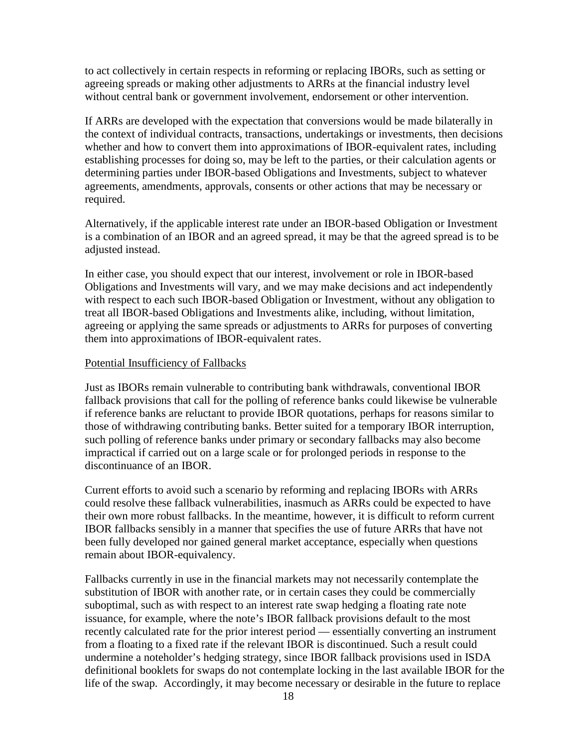to act collectively in certain respects in reforming or replacing IBORs, such as setting or agreeing spreads or making other adjustments to ARRs at the financial industry level without central bank or government involvement, endorsement or other intervention.

If ARRs are developed with the expectation that conversions would be made bilaterally in the context of individual contracts, transactions, undertakings or investments, then decisions whether and how to convert them into approximations of IBOR-equivalent rates, including establishing processes for doing so, may be left to the parties, or their calculation agents or determining parties under IBOR-based Obligations and Investments, subject to whatever agreements, amendments, approvals, consents or other actions that may be necessary or required.

Alternatively, if the applicable interest rate under an IBOR-based Obligation or Investment is a combination of an IBOR and an agreed spread, it may be that the agreed spread is to be adjusted instead.

In either case, you should expect that our interest, involvement or role in IBOR-based Obligations and Investments will vary, and we may make decisions and act independently with respect to each such IBOR-based Obligation or Investment, without any obligation to treat all IBOR-based Obligations and Investments alike, including, without limitation, agreeing or applying the same spreads or adjustments to ARRs for purposes of converting them into approximations of IBOR-equivalent rates.

Potential Insufficiency of Fallbacks

Just as IBORs remain vulnerable to contributing bank withdrawals, conventional IBOR fallback provisions that call for the polling of reference banks could likewise be vulnerable if reference banks are reluctant to provide IBOR quotations, perhaps for reasons similar to those of withdrawing contributing banks. Better suited for a temporary IBOR interruption, such polling of reference banks under primary or secondary fallbacks may also become impractical if carried out on a large scale or for prolonged periods in response to the discontinuance of an IBOR.

Current efforts to avoid such a scenario by reforming and replacing IBORs with ARRs could resolve these fallback vulnerabilities, inasmuch as ARRs could be expected to have their own more robust fallbacks. In the meantime, however, it is difficult to reform current IBOR fallbacks sensibly in a manner that specifies the use of future ARRs that have not been fully developed nor gained general market acceptance, especially when questions remain about IBOR-equivalency.

Fallbacks currently in use in the financial markets may not necessarily contemplate the substitution of IBOR with another rate, or in certain cases they could be commercially suboptimal, such as with respect to an interest rate swap hedging a floating rate note issuance, for example, where the note's IBOR fallback provisions default to the most recently calculated rate for the prior interest period — essentially converting an instrument from a floating to a fixed rate if the relevant IBOR is discontinued. Such a result could undermine a noteholder's hedging strategy, since IBOR fallback provisions used in ISDA definitional booklets for swaps do not contemplate locking in the last available IBOR for the life of the swap. Accordingly, it may become necessary or desirable in the future to replace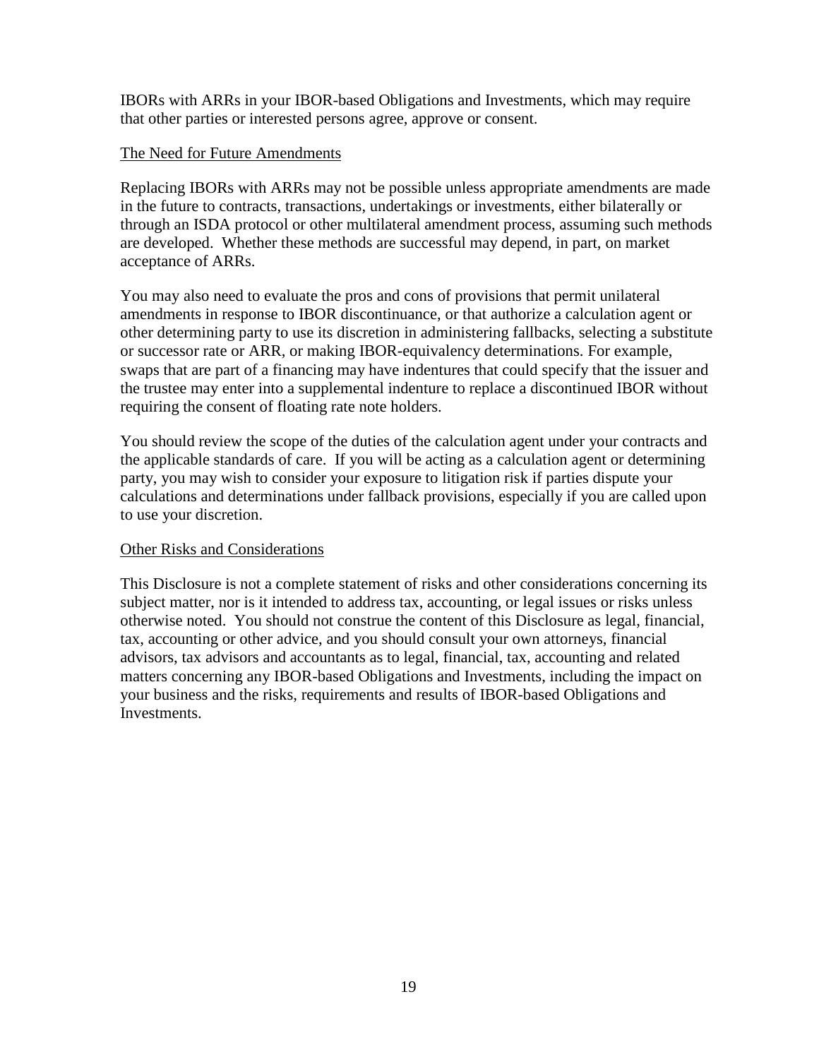IBORs with ARRs in your IBOR-based Obligations and Investments, which may require that other parties or interested persons agree, approve or consent.

<u>The Need for Future Amendments</u>

Replacing IBORs with ARRs may not be possible unless appropriate amendments are made in the future to contracts, transactions, undertakings or investments, either bilaterally or through an ISDA protocol or other multilateral amendment process, assuming such methods are developed. Whether these methods are successful may depend, in part, on market acceptance of ARRs.

You may also need to evaluate the pros and cons of provisions that permit unilateral amendments in response to IBOR discontinuance, or that authorize a calculation agent or other determining party to use its discretion in administering fallbacks, selecting a substitute or successor rate or ARR, or making IBOR-equivalency determinations. For example, swaps that are part of a financing may have indentures that could specify that the issuer and the trustee may enter into a supplemental indenture to replace a discontinued IBOR without requiring the consent of floating rate note holders.

You should review the scope of the duties of the calculation agent under your contracts and the applicable standards of care. If you will be acting as a calculation agent or determining party, you may wish to consider your exposure to litigation risk if parties dispute your calculations and determinations under fallback provisions, especially if you are called upon to use your discretion.

<u>Other Risks and Considerations</u>

This Disclosure is not a complete statement of risks and other considerations concerning its subject matter, nor is it intended to address tax, accounting, or legal issues or risks unless otherwise noted. You should not construe the content of this Disclosure as legal, financial, tax, accounting or other advice, and you should consult your own attorneys, financial advisors, tax advisors and accountants as to legal, financial, tax, accounting and related matters concerning any IBOR-based Obligations and Investments, including the impact on your business and the risks, requirements and results of IBOR-based Obligations and Investments.